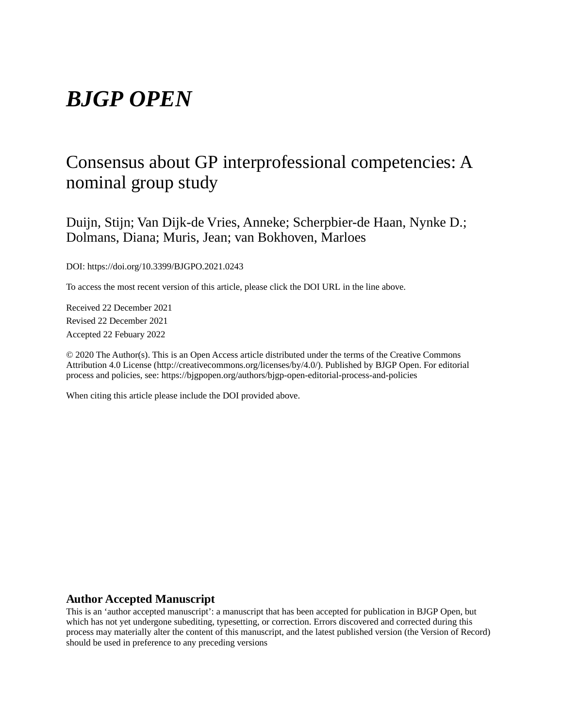# *BJGP OPEN*

## Consensus about GP interprofessional competencies: A nominal group study

Duijn, Stijn; Van Dijk-de Vries, Anneke; Scherpbier-de Haan, Nynke D.; Dolmans, Diana; Muris, Jean; van Bokhoven, Marloes

DOI: https://doi.org/10.3399/BJGPO.2021.0243

To access the most recent version of this article, please click the DOI URL in the line above.

Received 22 December 2021

Revised 22 December 2021

Accepted 22 Febuary 2022

© 2020 The Author(s). This is an Open Access article distributed under the terms of the Creative Commons Attribution 4.0 License (http://creativecommons.org/licenses/by/4.0/). Published by BJGP Open. For editorial process and policies, see: https://bjgpopen.org/authors/bjgp-open-editorial-process-and-policies

When citing this article please include the DOI provided above.

**Author Accepted Manuscript**

This is an 'author accepted manuscript': a manuscript that has been accepted for publication in BJGP Open, but which has not yet undergone subediting, typesetting, or correction. Errors discovered and corrected during this process may materially alter the content of this manuscript, and the latest published version (the Version of Record) should be used in preference to any preceding versions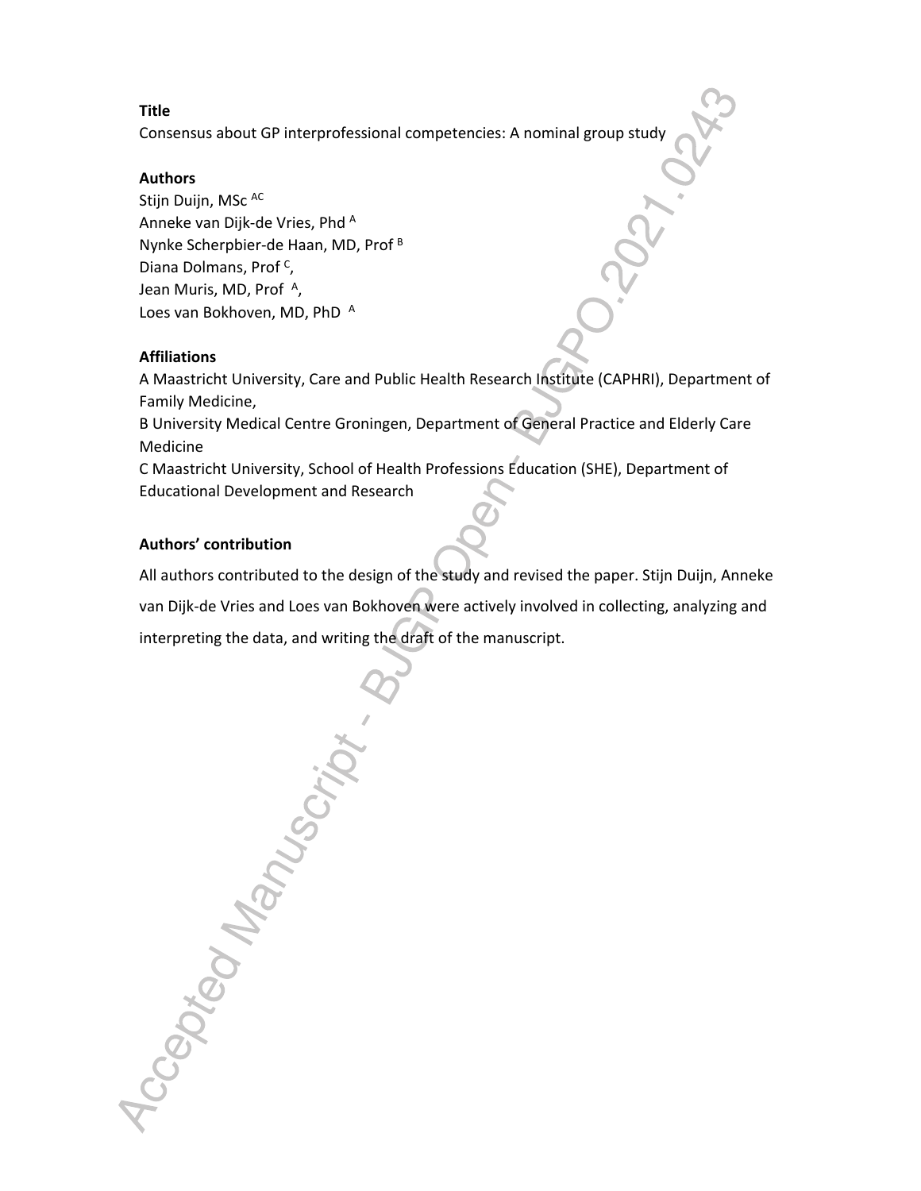**Title**

Consensus about GP interprofessional competencies: A nominal group study

**Authors**

Stijn Duijn, MSc [AC]
Anneke van Dijk-de Vries, Phd [A]
Nynke Scherpbier-de Haan, MD, Prof [B]
Diana Dolmans, Prof [C],
Jean Muris, MD, Prof [A],
Loes van Bokhoven, MD, PhD [A]

**Affiliations**

A Maastricht University, Care and Public Health Research Institute (CAPHRI), Department of Family Medicine,
B University Medical Centre Groningen, Department of General Practice and Elderly Care Medicine
C Maastricht University, School of Health Professions Education (SHE), Department of Educational Development and Research

**Authors' contribution**

All authors contributed to the design of the study and revised the paper. Stijn Duijn, Anneke van Dijk-de Vries and Loes van Bokhoven were actively involved in collecting, analyzing and interpreting the data, and writing the draft of the manuscript.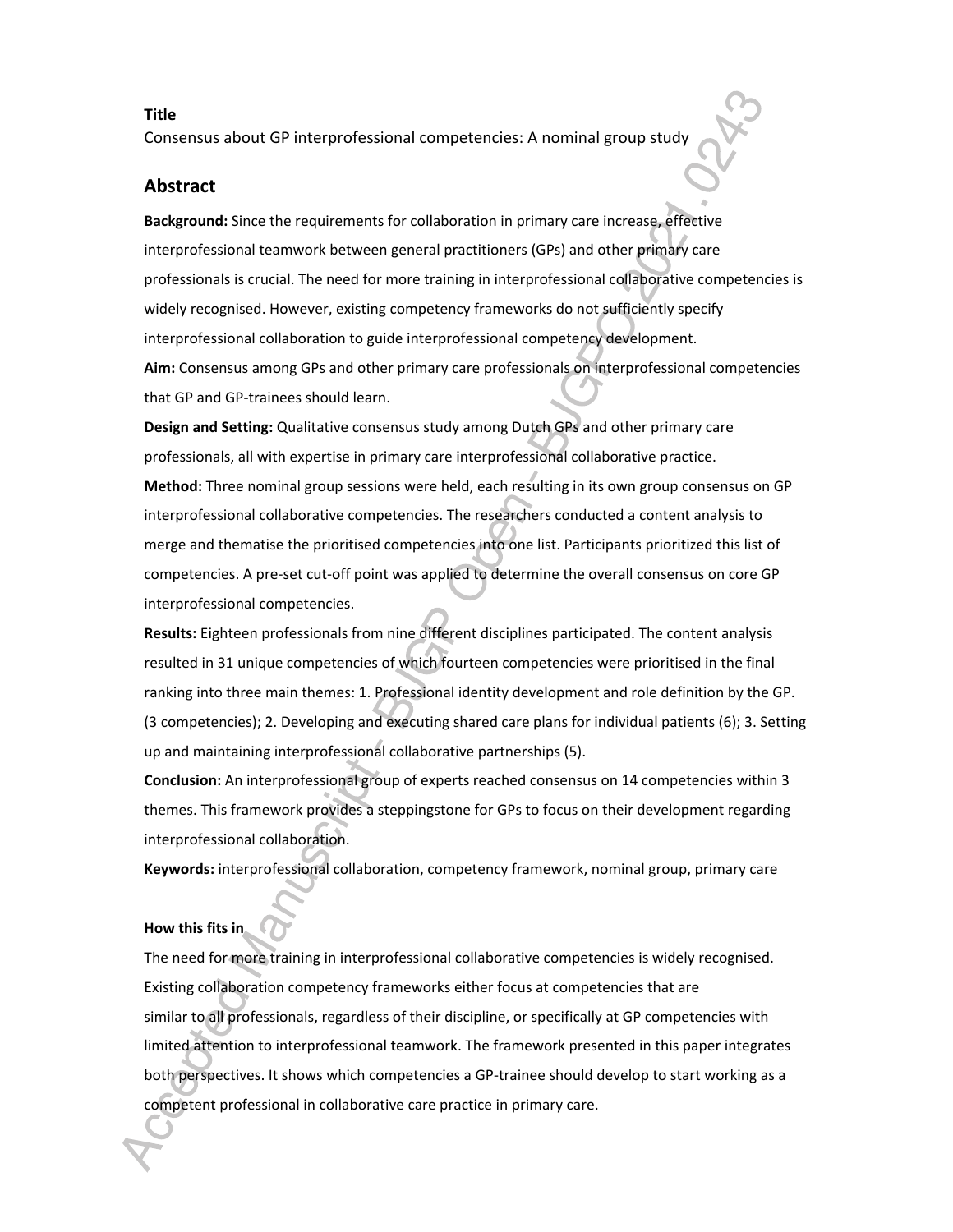**Title**

Consensus about GP interprofessional competencies: A nominal group study

## Abstract

**Background:** Since the requirements for collaboration in primary care increase, effective interprofessional teamwork between general practitioners (GPs) and other primary care professionals is crucial. The need for more training in interprofessional collaborative competencies is widely recognised. However, existing competency frameworks do not sufficiently specify interprofessional collaboration to guide interprofessional competency development.

**Aim:** Consensus among GPs and other primary care professionals on interprofessional competencies that GP and GP-trainees should learn.

**Design and Setting:** Qualitative consensus study among Dutch GPs and other primary care professionals, all with expertise in primary care interprofessional collaborative practice.

**Method:** Three nominal group sessions were held, each resulting in its own group consensus on GP interprofessional collaborative competencies. The researchers conducted a content analysis to merge and thematise the prioritised competencies into one list. Participants prioritized this list of competencies. A pre-set cut-off point was applied to determine the overall consensus on core GP interprofessional competencies.

**Results:** Eighteen professionals from nine different disciplines participated. The content analysis resulted in 31 unique competencies of which fourteen competencies were prioritised in the final ranking into three main themes: 1. Professional identity development and role definition by the GP. (3 competencies); 2. Developing and executing shared care plans for individual patients (6); 3. Setting up and maintaining interprofessional collaborative partnerships (5).

**Conclusion:** An interprofessional group of experts reached consensus on 14 competencies within 3 themes. This framework provides a steppingstone for GPs to focus on their development regarding interprofessional collaboration.

**Keywords:** interprofessional collaboration, competency framework, nominal group, primary care

**How this fits in**

The need for more training in interprofessional collaborative competencies is widely recognised. Existing collaboration competency frameworks either focus at competencies that are similar to all professionals, regardless their discipline, or specifically at GP competencies with limited attention to interprofessional teamwork. The framework presented in this paper integrates both perspectives. It shows which competencies a GP-trainee should develop to start working as a competent professional in collaborative care practice in primary care.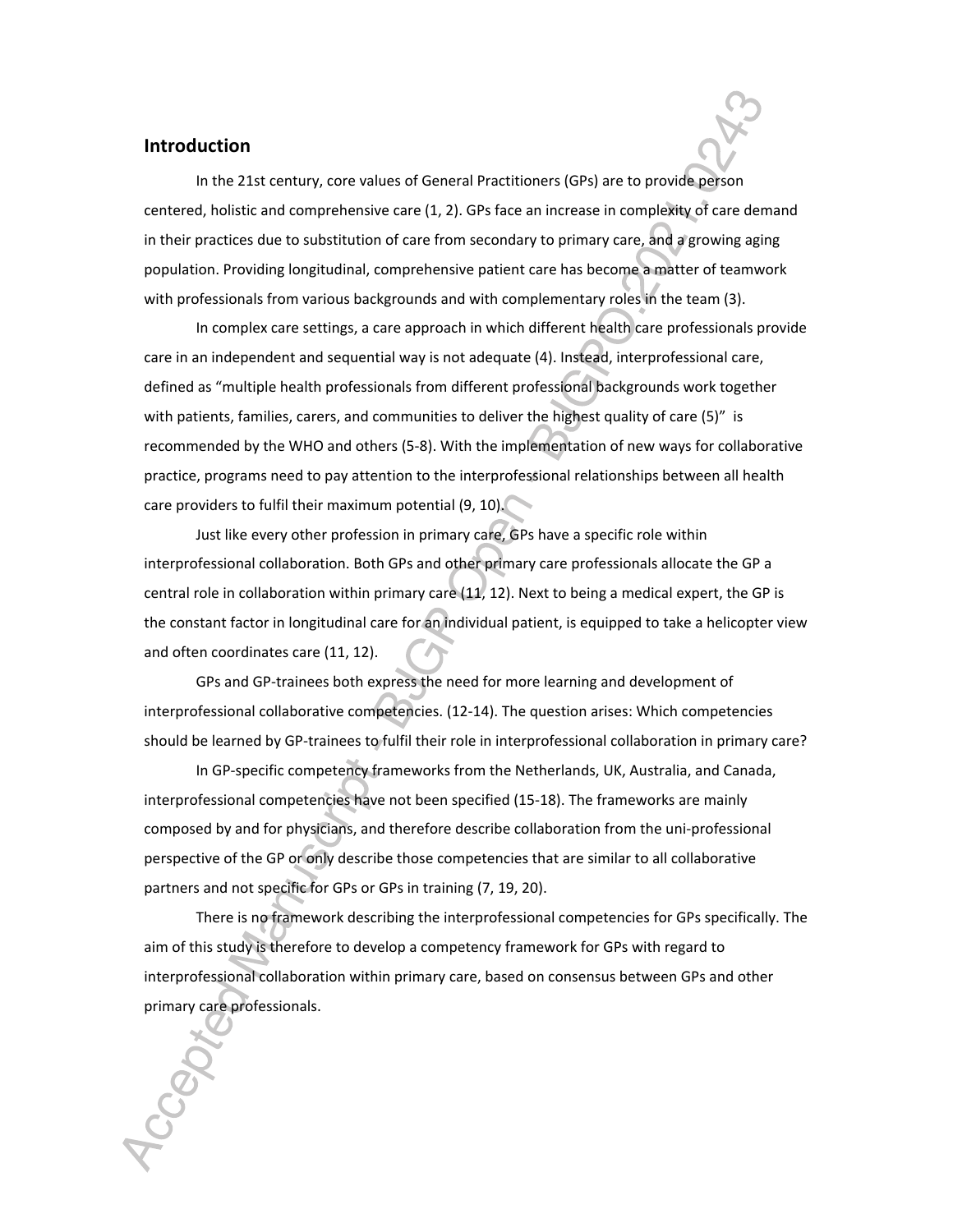## Introduction

In the 21st century, core values of General Practitioners (GPs) are to provide person centered, holistic and comprehensive care (1, 2). GPs face an increase in complexity of care demand in their practices due to substitution of care from secondary to primary care, and a growing aging population. Providing longitudinal, comprehensive patient care has become a matter of teamwork with professionals from various backgrounds and with complementary roles in the team (3).

In complex care settings, a care approach in which different health care professionals provide care in an independent and sequential way is not adequate (4). Instead, interprofessional care, defined as "multiple health professionals from different professional backgrounds work together with patients, families, carers, and communities to deliver the highest quality of care (5)" is recommended by the WHO and others (5-8). With the implementation of new ways for collaborative practice, programs need to pay attention to the interprofessional relationships between all health care providers to fulfil their maximum potential (9, 10).

Just like every other profession in primary care, GPs have a specific role within interprofessional collaboration. Both GPs and other primary care professionals allocate the GP a central role in collaboration within primary care (11, 12). Next to being a medical expert, the GP is the constant factor in longitudinal care for an individual patient, is equipped to take a helicopter view and often coordinates care (11, 12).

GPs and GP-trainees both express the need for more learning and development of interprofessional collaborative competencies. (12-14). The question arises: Which competencies should be learned by GP-trainees to fulfil their role in interprofessional collaboration in primary care?

In GP-specific competency frameworks from the Netherlands, UK, Australia, and Canada, interprofessional competencies have not been specified (15-18). The frameworks are mainly composed by and for physicians, and therefore describe collaboration from the uni-professional perspective of the GP or only describe those competencies that are similar to all collaborative partners and not specific for GPs or GPs in training (7, 19, 20).

There is no framework describing the interprofessional competencies for GPs specifically. The aim of this study is therefore to develop a competency framework for GPs with regard to interprofessional collaboration within primary care, based on consensus between GPs and other primary care professionals.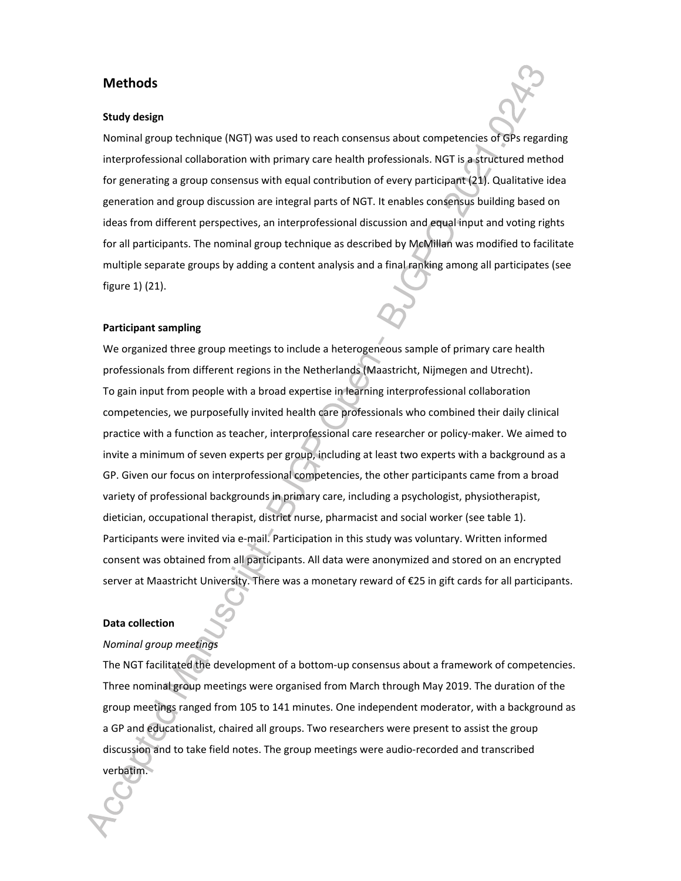## Methods

### Study design

Nominal group technique (NGT) was used to reach consensus about competencies of GPs regarding interprofessional collaboration with primary care health professionals. NGT is a structured method for generating a group consensus with equal contribution of every participant (21). Qualitative idea generation and group discussion are integral parts of NGT. It enables consensus building based on ideas from different perspectives, an interprofessional discussion and equal input and voting rights for all participants. The nominal group technique as described by McMillan was modified to facilitate multiple separate groups by adding a content analysis and a final ranking among all participates (see figure 1) (21).

### Participant sampling

We organized three group meetings to include a heterogeneous sample of primary care health professionals from different regions in the Netherlands (Maastricht, Nijmegen and Utrecht).
To gain input from people with a broad expertise in learning interprofessional collaboration competencies, we purposefully invited health care professionals who combined their daily clinical practice with a function as teacher, interprofessional care researcher or policy-maker. We aimed to invite a minimum of seven experts per group, including at least two experts with a background as a GP. Given our focus on interprofessional competencies, the other participants came from a broad variety of professional backgrounds in primary care, including a psychologist, physiotherapist, dietician, occupational therapist, district nurse, pharmacist and social worker (see table 1). Participants were invited via e-mail. Participation in this study was voluntary. Written informed consent was obtained from all participants. All data were anonymized and stored on an encrypted server at Maastricht University. There was a monetary reward of €25 in gift cards for all participants.

### Data collection

*Nominal group meetings*

The NGT facilitated the development of a bottom-up consensus about a framework of competencies. Three nominal group meetings were organised from March through May 2019. The duration of the group meetings ranged from 105 to 141 minutes. One independent moderator, with a background as a GP and educationalist, chaired all groups. Two researchers were present to assist the group discussion and to take field notes. The group meetings were audio-recorded and transcribed verbatim.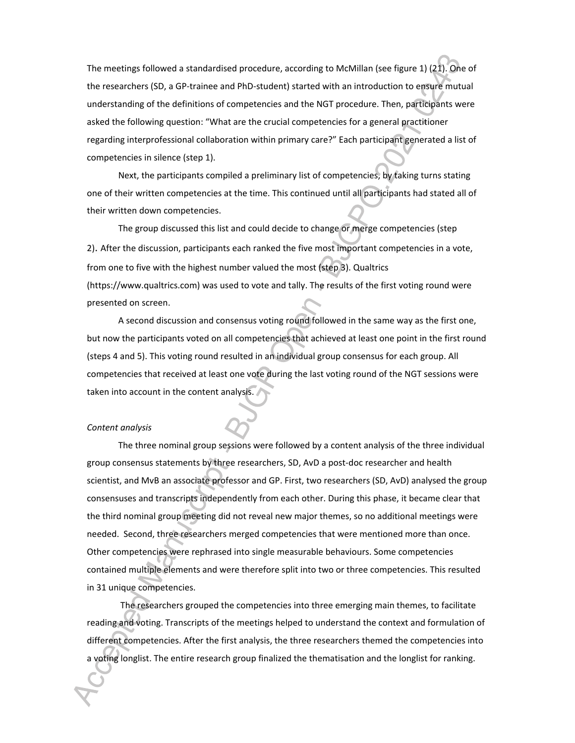The meetings followed a standardised procedure, according to McMillan (see figure 1) (21). One of the researchers (SD, a GP-trainee and PhD-student) started with an introduction to ensure mutual understanding of the definitions of competencies and the NGT procedure. Then, participants were asked the following question: "What are the crucial competencies for a general practitioner regarding interprofessional collaboration within primary care?" Each participant generated a list of competencies in silence (step 1).

Next, the participants compiled a preliminary list of competencies, by taking turns stating one of their written competencies at the time. This continued until all participants had stated all of their written down competencies.

The group discussed this list and could decide to change or merge competencies (step 2). After the discussion, participants each ranked the five most important competencies in a vote, from one to five with the highest number valued the most (step 3). Qualtrics (https://www.qualtrics.com) was used to vote and tally. The results of the first voting round were presented on screen.

A second discussion and consensus voting round followed in the same way as the first one, but now the participants voted on all competencies that achieved at least one point in the first round (steps 4 and 5). This voting round resulted in an individual group consensus for each group. All competencies that received at least one vote during the last voting round of the NGT sessions were taken into account in the content analysis.

*Content analysis*

The three nominal group sessions were followed by a content analysis of the three individual group consensus statements by three researchers, SD, AvD a post-doc researcher and health scientist, and MvB an associate professor and GP. First, two researchers (SD, AvD) analysed the group consensuses and transcripts independently from each other. During this phase, it became clear that the third nominal group meeting did not reveal new major themes, so no additional meetings were needed. Second, three researchers merged competencies that were mentioned more than once. Other competencies were rephrased into single measurable behaviours. Some competencies contained multiple elements and were therefore split into two or three competencies. This resulted in 31 unique competencies.

The researchers grouped the competencies into three emerging main themes, to facilitate reading and voting. Transcripts of the meetings helped to understand the context and formulation of different competencies. After the first analysis, the three researchers themed the competencies into a voting longlist. The entire research group finalized the thematisation and the longlist for ranking.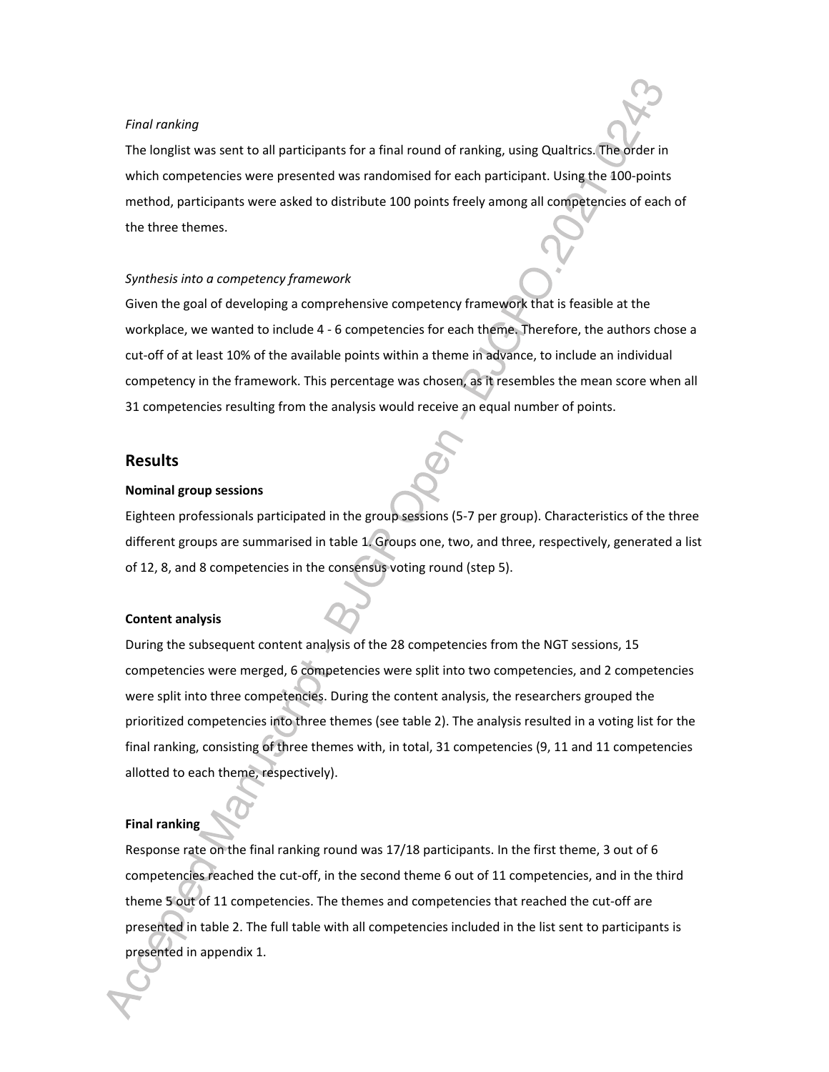*Final ranking*

The longlist was sent to all participants for a final round of ranking, using Qualtrics. The order in which competencies were presented was randomised for each participant. Using the 100-points method, participants were asked to distribute 100 points freely among all competencies of each of the three themes.

*Synthesis into a competency framework*

Given the goal of developing a comprehensive competency framework that is feasible at the workplace, we wanted to include 4 - 6 competencies for each theme. Therefore, the authors chose a cut-off of at least 10% of the available points within a theme in advance, to include an individual competency in the framework. This percentage was chosen, as it resembles the mean score when all 31 competencies resulting from the analysis would receive an equal number of points.

## Results

**Nominal group sessions**

Eighteen professionals participated in the group sessions (5-7 per group). Characteristics of the three different groups are summarised in table 1. Groups one, two, and three, respectively, generated a list of 12, 8, and 8 competencies in the consensus voting round (step 5).

**Content analysis**

During the subsequent content analysis of the 28 competencies from the NGT sessions, 15 competencies were merged, 6 competencies were split into two competencies, and 2 competencies were split into three competencies. During the content analysis, the researchers grouped the prioritized competencies into three themes (see table 2). The analysis resulted in a voting list for the final ranking, consisting of three themes with, in total, 31 competencies (9, 11 and 11 competencies allotted to each theme, respectively).

**Final ranking**

Response rate on the final ranking round was 17/18 participants. In the first theme, 3 out of 6 competencies reached the cut-off, in the second theme 6 out of 11 competencies, and in the third theme 5 out of 11 competencies. The themes and competencies that reached the cut-off are presented in table 2. The full table with all competencies included in the list sent to participants is presented in appendix 1.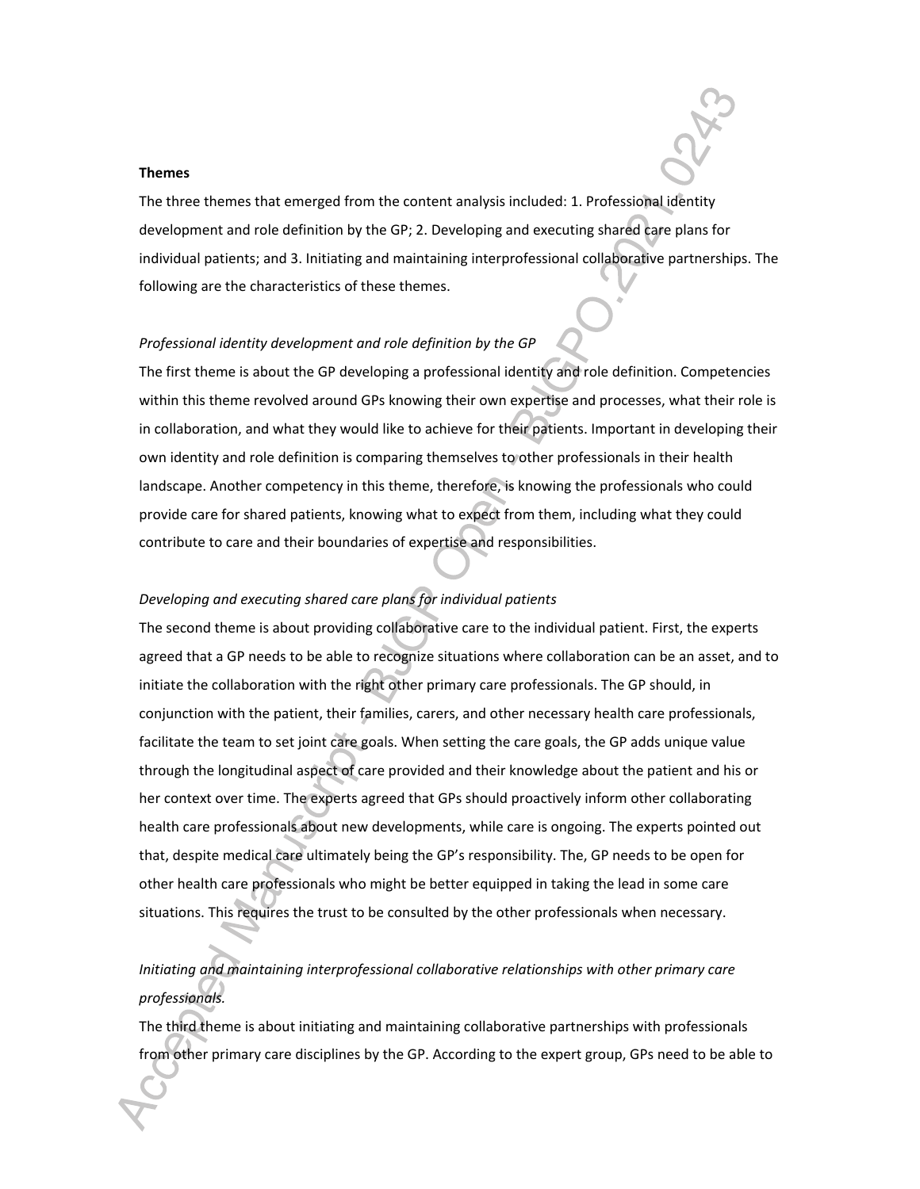**Themes**

The three themes that emerged from the content analysis included: 1. Professional identity development and role definition by the GP; 2. Developing and executing shared care plans for individual patients; and 3. Initiating and maintaining interprofessional collaborative partnerships. The following are the characteristics of these themes.

*Professional identity development and role definition by the GP*

The first theme is about the GP developing a professional identity and role definition. Competencies within this theme revolved around GPs knowing their own expertise and processes, what their role is in collaboration, and what they would like to achieve for their patients. Important in developing their own identity and role definition is comparing themselves to other professionals in their health landscape. Another competency in this theme, therefore, is knowing the professionals who could provide care for shared patients, knowing what to expect from them, including what they could contribute to care and their boundaries of expertise and responsibilities.

*Developing and executing shared care plans for individual patients*

The second theme is about providing collaborative care to the individual patient. First, the experts agreed that a GP needs to be able to recognize situations where collaboration can be an asset, and to initiate the collaboration with the right other primary care professionals. The GP should, in conjunction with the patient, their families, carers, and other necessary health care professionals, facilitate the team to set joint care goals. When setting the care goals, the GP adds unique value through the longitudinal aspect of care provided and their knowledge about the patient and his or her context over time. The experts agreed that GPs should proactively inform other collaborating health care professionals about new developments, while care is ongoing. The experts pointed out that, despite medical care ultimately being the GP's responsibility. The, GP needs to be open for other health care professionals who might be better equipped in taking the lead in some care situations. This requires the trust to be consulted by the other professionals when necessary.

*Initiating and maintaining interprofessional collaborative relationships with other primary care professionals.*

The third theme is about initiating and maintaining collaborative partnerships with professionals from other primary care disciplines by the GP. According to the expert group, GPs need to be able to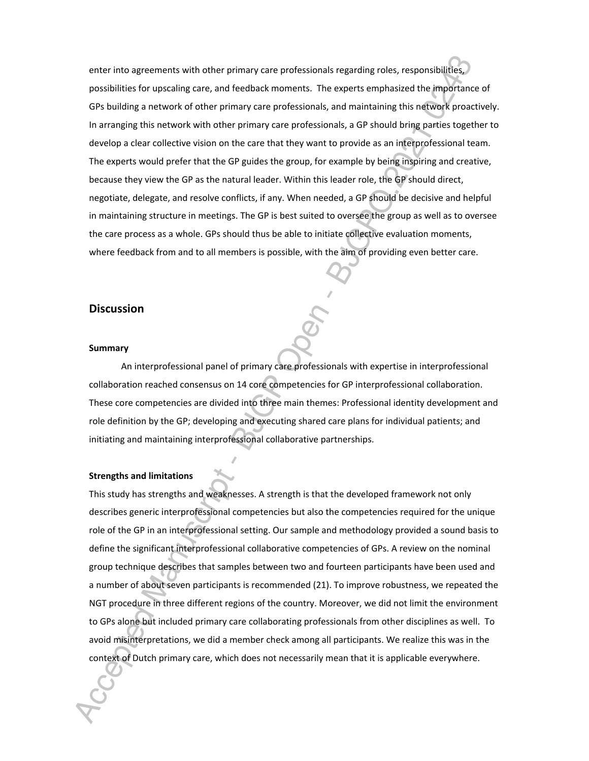enter into agreements with other primary care professionals regarding roles, responsibilities, possibilities for upscaling care, and feedback moments. The experts emphasized the importance of GPs building a network of other primary care professionals, and maintaining this network proactively. In arranging this network with other primary care professionals, a GP should bring parties together to develop a clear collective vision on the care that they want to provide as an interprofessional team. The experts would prefer that the GP guides the group, for example by being inspiring and creative, because they view the GP as the natural leader. Within this leader role, the GP should direct, negotiate, delegate, and resolve conflicts, if any. When needed, a GP should be decisive and helpful in maintaining structure in meetings. The GP is best suited to oversee the group as well as to oversee the care process as a whole. GPs should thus be able to initiate collective evaluation moments, where feedback from and to all members is possible, with the aim of providing even better care.

## Discussion

### Summary

An interprofessional panel of primary care professionals with expertise in interprofessional collaboration reached consensus on 14 core competencies for GP interprofessional collaboration. These core competencies are divided into three main themes: Professional identity development and role definition by the GP; developing and executing shared care plans for individual patients; and initiating and maintaining interprofessional collaborative partnerships.

### Strengths and limitations

This study has strengths and weaknesses. A strength is that the developed framework not only describes generic interprofessional competencies but also the competencies required for the unique role of the GP in an interprofessional setting. Our sample and methodology provided a sound basis to define the significant interprofessional collaborative competencies of GPs. A review on the nominal group technique describes that samples between two and fourteen participants have been used and a number of about seven participants is recommended (21). To improve robustness, we repeated the NGT procedure in three different regions of the country. Moreover, we did not limit the environment to GPs alone but included primary care collaborating professionals from other disciplines as well. To avoid misinterpretations, we did a member check among all participants. We realize this was in the context of Dutch primary care, which does not necessarily mean that it is applicable everywhere.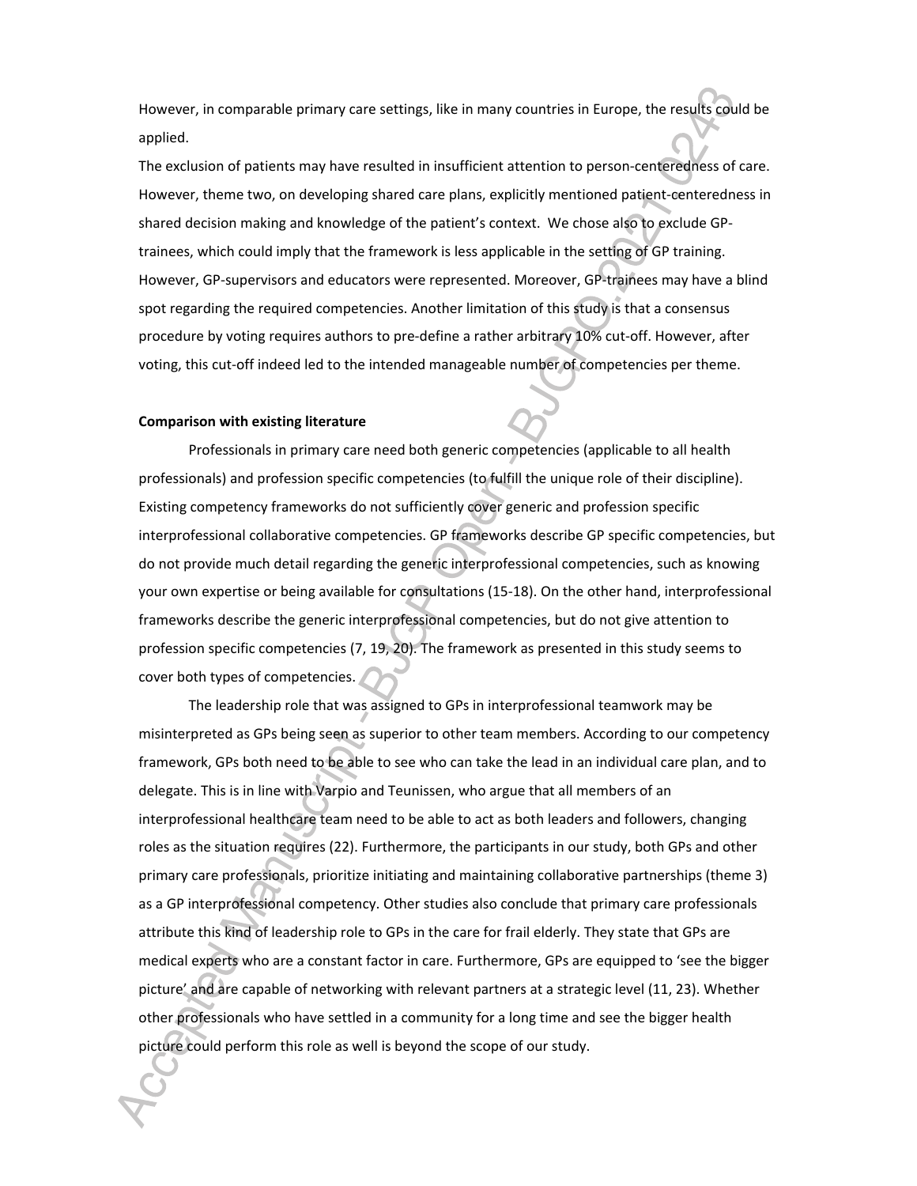However, in comparable primary care settings, like in many countries in Europe, the results could be applied.

The exclusion of patients may have resulted in insufficient attention to person-centeredness of care. However, theme two, on developing shared care plans, explicitly mentioned patient-centeredness in shared decision making and knowledge of the patient's context. We chose also to exclude GP-trainees, which could imply that the framework is less applicable in the setting of GP training. However, GP-supervisors and educators were represented. Moreover, GP-trainees may have a blind spot regarding the required competencies. Another limitation of this study is that a consensus procedure by voting requires authors to pre-define a rather arbitrary 10% cut-off. However, after voting, this cut-off indeed led to the intended manageable number of competencies per theme.

**Comparison with existing literature**

Professionals in primary care need both generic competencies (applicable to all health professionals) and profession specific competencies (to fulfill the unique role of their discipline). Existing competency frameworks do not sufficiently cover generic and profession specific interprofessional collaborative competencies. GP frameworks describe GP specific competencies, but do not provide much detail regarding the generic interprofessional competencies, such as knowing your own expertise or being available for consultations (15-18). On the other hand, interprofessional frameworks describe the generic interprofessional competencies, but do not give attention to profession specific competencies (7, 19, 20). The framework as presented in this study seems to cover both types of competencies.

The leadership role that was assigned to GPs in interprofessional teamwork may be misinterpreted as GPs being seen as superior to other team members. According to our competency framework, GPs both need to be able to see who can take the lead in an individual care plan, and to delegate. This is in line with Varpio and Teunissen, who argue that all members of an interprofessional healthcare team need to be able to act as both leaders and followers, changing roles as the situation requires (22). Furthermore, the participants in our study, both GPs and other primary care professionals, prioritize initiating and maintaining collaborative partnerships (theme 3) as a GP interprofessional competency. Other studies also conclude that primary care professionals attribute this kind of leadership role to GPs in the care for frail elderly. They state that GPs are medical experts who are a constant factor in care. Furthermore, GPs are equipped to 'see the bigger picture' and are capable of networking with relevant partners at a strategic level (11, 23). Whether other professionals who have settled in a community for a long time and see the bigger health picture could perform this role as well is beyond the scope of our study.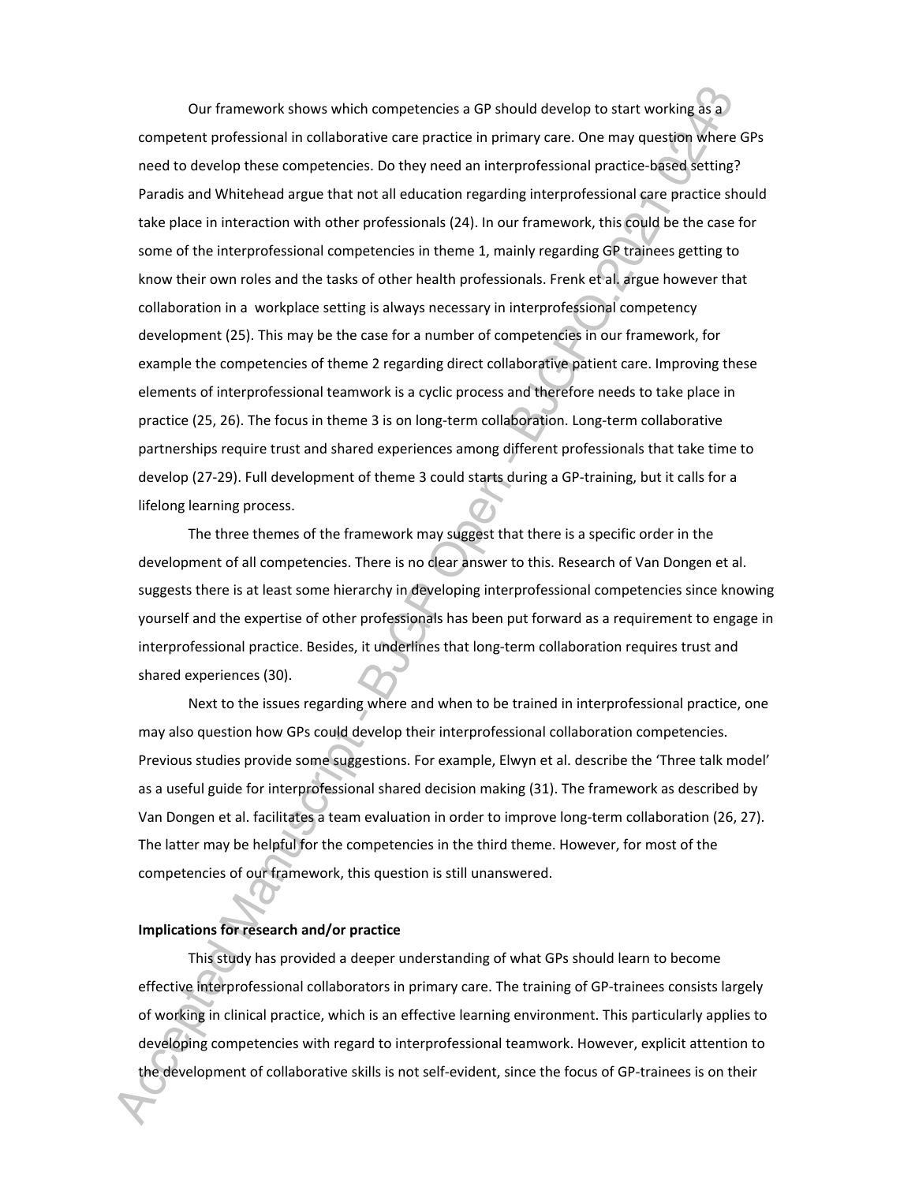Our framework shows which competencies a GP should develop to start working as a competent professional in collaborative care practice in primary care. One may question where GPs need to develop these competencies. Do they need an interprofessional practice-based setting? Paradis and Whitehead argue that not all education regarding interprofessional care practice should take place in interaction with other professionals (24). In our framework, this could be the case for some of the interprofessional competencies in theme 1, mainly regarding GP trainees getting to know their own roles and the tasks of other health professionals. Frenk et al. argue however that collaboration in a workplace setting is always necessary in interprofessional competency development (25). This may be the case for a number of competencies in our framework, for example the competencies of theme 2 regarding direct collaborative patient care. Improving these elements of interprofessional teamwork is a cyclic process and therefore needs to take place in practice (25, 26). The focus in theme 3 is on long-term collaboration. Long-term collaborative partnerships require trust and shared experiences among different professionals that take time to develop (27-29). Full development of theme 3 could starts during a GP-training, but it calls for a lifelong learning process.

The three themes of the framework may suggest that there is a specific order in the development of all competencies. There is no clear answer to this. Research of Van Dongen et al. suggests there is at least some hierarchy in developing interprofessional competencies since knowing yourself and the expertise of other professionals has been put forward as a requirement to engage in interprofessional practice. Besides, it underlines that long-term collaboration requires trust and shared experiences (30).

Next to the issues regarding where and when to be trained in interprofessional practice, one may also question how GPs could develop their interprofessional collaboration competencies. Previous studies provide some suggestions. For example, Elwyn et al. describe the 'Three talk model' as a useful guide for interprofessional shared decision making (31). The framework as described by Van Dongen et al. facilitates a team evaluation in order to improve long-term collaboration (26, 27). The latter may be helpful for the competencies in the third theme. However, for most of the competencies of our framework, this question is still unanswered.

**Implications for research and/or practice**

This study has provided a deeper understanding of what GPs should learn to become effective interprofessional collaborators in primary care. The training of GP-trainees consists largely of working in clinical practice, which is an effective learning environment. This particularly applies to developing competencies with regard to interprofessional teamwork. However, explicit attention to the development of collaborative skills is not self-evident, since the focus of GP-trainees is on their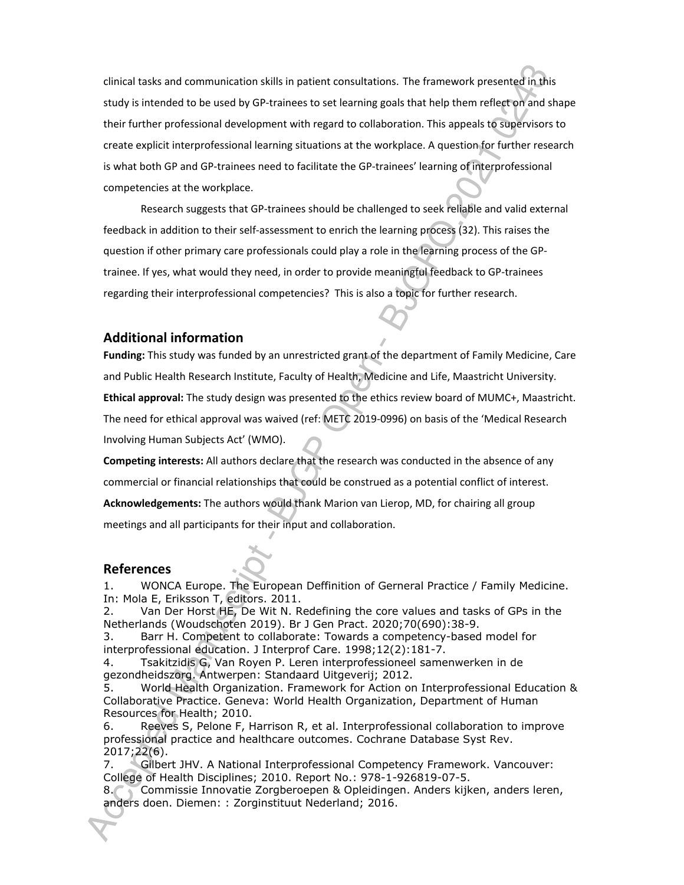clinical tasks and communication skills in patient consultations. The framework presented in this study is intended to be used by GP-trainees to set learning goals that help them reflect on and shape their further professional development with regard to collaboration. This appeals to supervisors to create explicit interprofessional learning situations at the workplace. A question for further research is what both GP and GP-trainees need to facilitate the GP-trainees' learning of interprofessional competencies at the workplace.

Research suggests that GP-trainees should be challenged to seek reliable and valid external feedback in addition to their self-assessment to enrich the learning process (32). This raises the question if other primary care professionals could play a role in the learning process of the GP-trainee. If yes, what would they need, in order to provide meaningful feedback to GP-trainees regarding their interprofessional competencies? This is also a topic for further research.

## Additional information

**Funding:** This study was funded by an unrestricted grant of the department of Family Medicine, Care and Public Health Research Institute, Faculty of Health, Medicine and Life, Maastricht University.

**Ethical approval:** The study design was presented to the ethics review board of MUMC+, Maastricht. The need for ethical approval was waived (ref: METC 2019-0996) on basis of the 'Medical Research Involving Human Subjects Act' (WMO).

**Competing interests:** All authors declare that the research was conducted in the absence of any commercial or financial relationships that could be construed as a potential conflict of interest.

**Acknowledgements:** The authors would thank Marion van Lierop, MD, for chairing all group meetings and all participants for their input and collaboration.

## References

1. WONCA Europe. The European Deffinition of Gerneral Practice / Family Medicine. In: Mola E, Eriksson T, editors. 2011.
2. Van Der Horst HE, De Wit N. Redefining the core values and tasks of GPs in the Netherlands (Woudschoten 2019). Br J Gen Pract. 2020;70(690):38-9.
3. Barr H. Competent to collaborate: Towards a competency-based model for interprofessional education. J Interprof Care. 1998;12(2):181-7.
4. Tsakitzidis G, Van Royen P. Leren interprofessioneel samenwerken in de gezondheidszorg. Antwerpen: Standaard Uitgeverij; 2012.
5. World Health Organization. Framework for Action on Interprofessional Education & Collaborative Practice. Geneva: World Health Organization, Department of Human Resources for Health; 2010.
6. Reeves S, Pelone F, Harrison R, et al. Interprofessional collaboration to improve professional practice and healthcare outcomes. Cochrane Database Syst Rev. 2017;22(6).
7. Gilbert JHV. A National Interprofessional Competency Framework. Vancouver: College of Health Disciplines; 2010. Report No.: 978-1-926819-07-5.
8. Commissie Innovatie Zorgberoepen & Opleidingen. Anders kijken, anders leren, anders doen. Diemen: : Zorginstituut Nederland; 2016.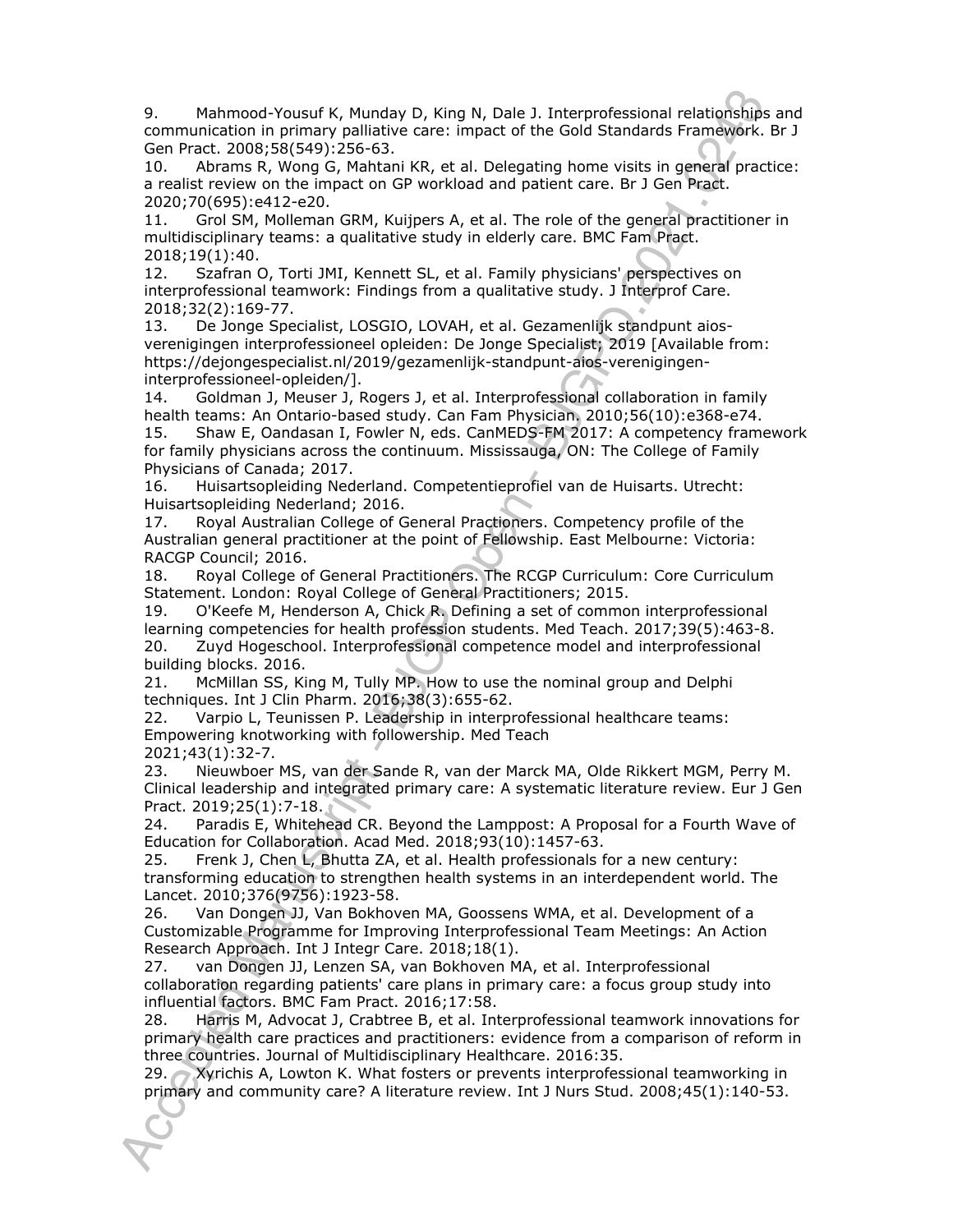9. Mahmood-Yousuf K, Munday D, King N, Dale J. Interprofessional relationships and communication in primary palliative care: impact of the Gold Standards Framework. Br J Gen Pract. 2008;58(549):256-63.

10. Abrams R, Wong G, Mahtani KR, et al. Delegating home visits in general practice: a realist review on the impact on GP workload and patient care. Br J Gen Pract. 2020;70(695):e412-e20.

11. Grol SM, Molleman GRM, Kuijpers A, et al. The role of the general practitioner in multidisciplinary teams: a qualitative study in elderly care. BMC Fam Pract. 2018;19(1):40.

12. Szafran O, Torti JMI, Kennett SL, et al. Family physicians' perspectives on interprofessional teamwork: Findings from a qualitative study. J Interprof Care. 2018;32(2):169-77.

13. De Jonge Specialist, LOSGIO, LOVAH, et al. Gezamenlijk standpunt aios-verenigingen interprofessioneel opleiden: De Jonge Specialist; 2019 [Available from: https://dejongespecialist.nl/2019/gezamenlijk-standpunt-aios-verenigingen-interprofessioneel-opleiden/].

14. Goldman J, Meuser J, Rogers J, et al. Interprofessional collaboration in family health teams: An Ontario-based study. Can Fam Physician. 2010;56(10):e368-e74.

15. Shaw E, Oandasan I, Fowler N, eds. CanMEDS-FM 2017: A competency framework for family physicians across the continuum. Mississauga, ON: The College of Family Physicians of Canada; 2017.

16. Huisartsopleiding Nederland. Competentieprofiel van de Huisarts. Utrecht: Huisartsopleiding Nederland; 2016.

17. Royal Australian College of General Practioners. Competency profile of the Australian general practitioner at the point of Fellowship. East Melbourne: Victoria: RACGP Council; 2016.

18. Royal College of General Practitioners. The RCGP Curriculum: Core Curriculum Statement. London: Royal College of General Practitioners; 2015.

19. O'Keefe M, Henderson A, Chick R. Defining a set of common interprofessional learning competencies for health profession students. Med Teach. 2017;39(5):463-8.

20. Zuyd Hogeschool. Interprofessional competence model and interprofessional building blocks. 2016.

21. McMillan SS, King M, Tully MP. How to use the nominal group and Delphi techniques. Int J Clin Pharm. 2016;38(3):655-62.

22. Varpio L, Teunissen P. Leadership in interprofessional healthcare teams: Empowering knotworking with followership. Med Teach 2021;43(1):32-7.

23. Nieuwboer MS, van der Sande R, van der Marck MA, Olde Rikkert MGM, Perry M. Clinical leadership and integrated primary care: A systematic literature review. Eur J Gen Pract. 2019;25(1):7-18.

24. Paradis E, Whitehead CR. Beyond the Lamppost: A Proposal for a Fourth Wave of Education for Collaboration. Acad Med. 2018;93(10):1457-63.

25. Frenk J, Chen L, Bhutta ZA, et al. Health professionals for a new century: transforming education to strengthen health systems in an interdependent world. The Lancet. 2010;376(9756):1923-58.

26. Van Dongen JJ, Van Bokhoven MA, Goossens WMA, et al. Development of a Customizable Programme for Improving Interprofessional Team Meetings: An Action Research Approach. Int J Integr Care. 2018;18(1).

27. van Dongen JJ, Lenzen SA, van Bokhoven MA, et al. Interprofessional collaboration regarding patients' care plans in primary care: a focus group study into influential factors. BMC Fam Pract. 2016;17:58.

28. Harris M, Advocat J, Crabtree B, et al. Interprofessional teamwork innovations for primary health care practices and practitioners: evidence from a comparison of reform in three countries. Journal of Multidisciplinary Healthcare. 2016:35.

29. Xyrichis A, Lowton K. What fosters or prevents interprofessional teamworking in primary and community care? A literature review. Int J Nurs Stud. 2008;45(1):140-53.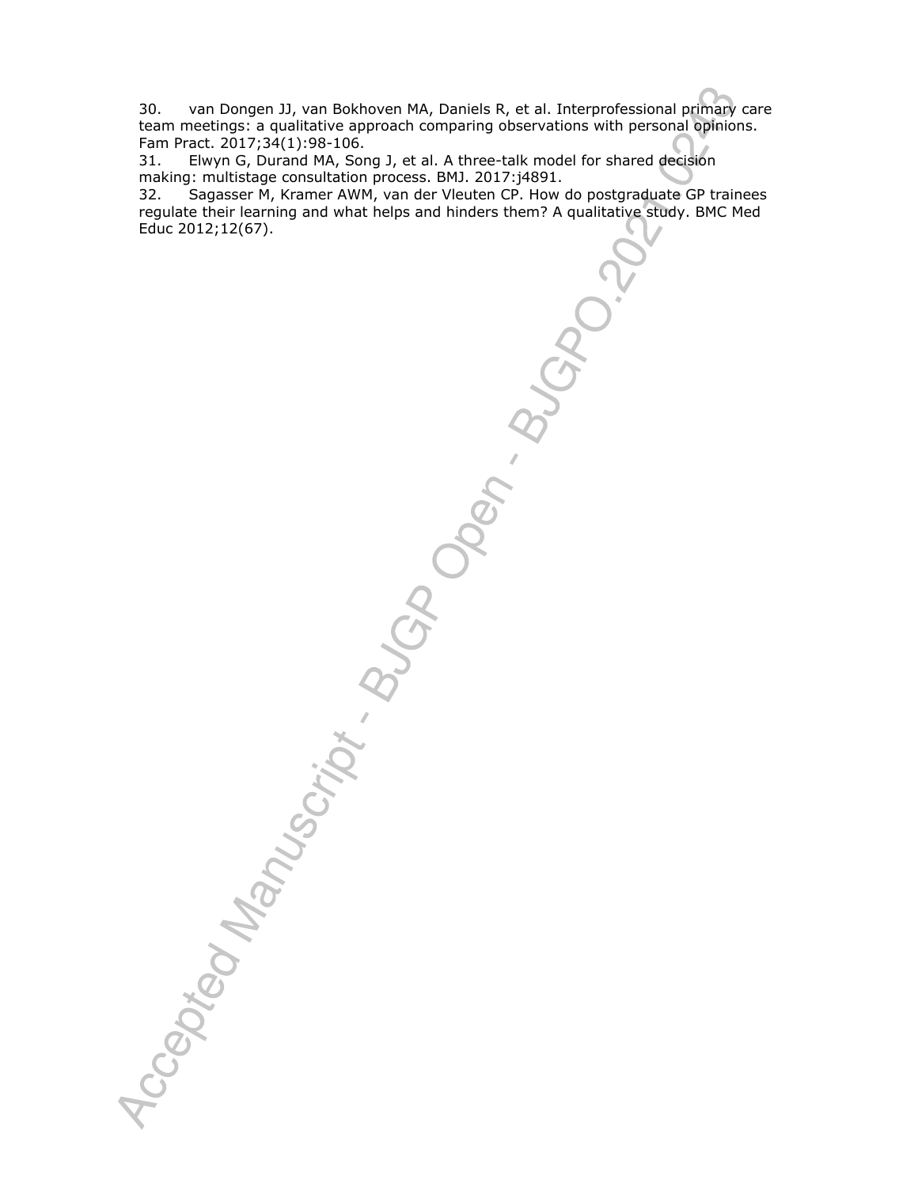30. van Dongen JJ, van Bokhoven MA, Daniels R, et al. Interprofessional primary care team meetings: a qualitative approach comparing observations with personal opinions. Fam Pract. 2017;34(1):98-106.

31. Elwyn G, Durand MA, Song J, et al. A three-talk model for shared decision making: multistage consultation process. BMJ. 2017:j4891.

32. Sagasser M, Kramer AWM, van der Vleuten CP. How do postgraduate GP trainees regulate their learning and what helps and hinders them? A qualitative study. BMC Med Educ 2012;12(67).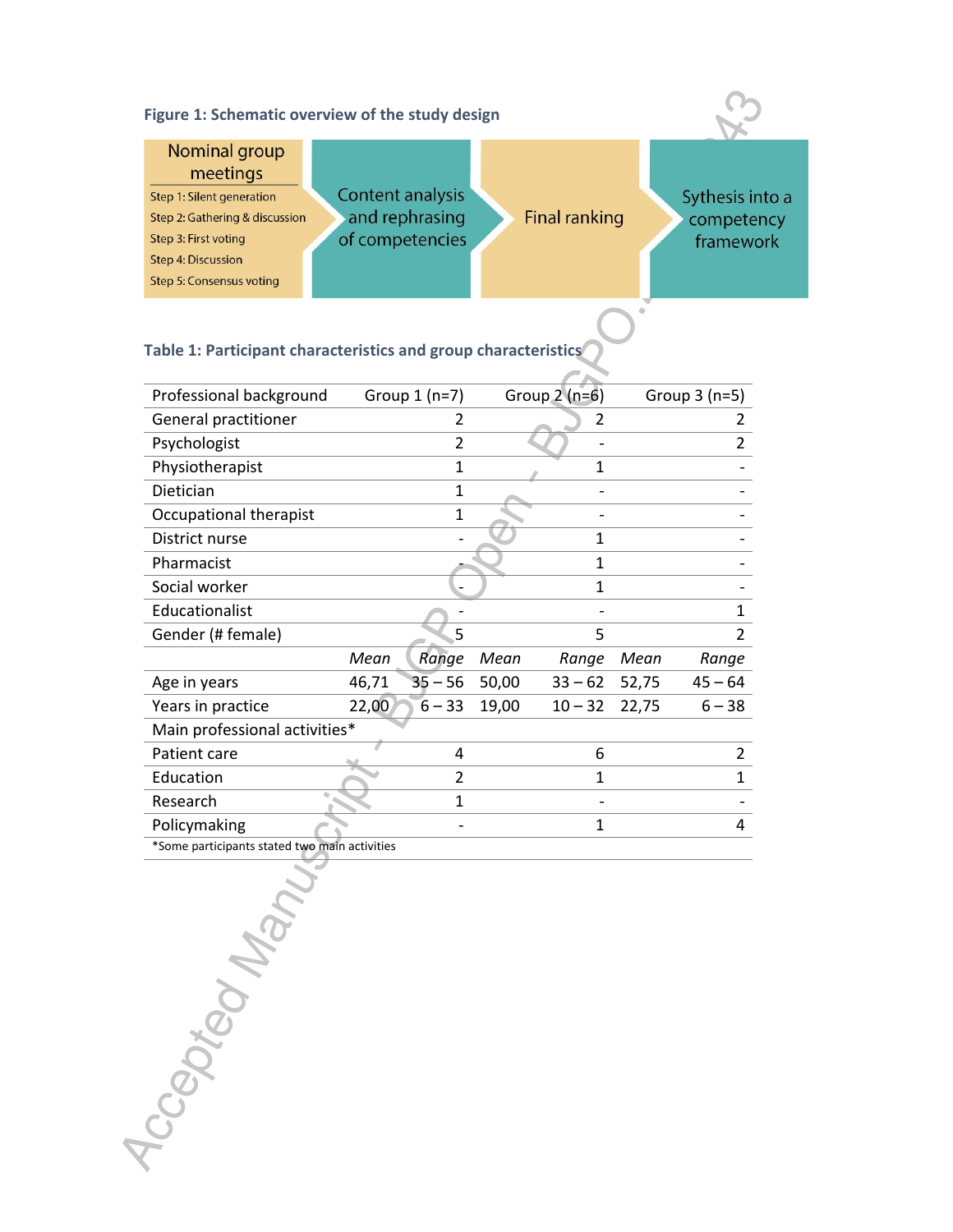**Figure 1: Schematic overview of the study design**

Nominal group meetings
Step 1: Silent generation
Step 2: Gathering & discussion
Step 3: First voting
Step 4: Discussion
Step 5: Consensus voting

Content analysis and rephrasing of competencies

Final ranking

Sythesis into a competency framework

**Table 1: Participant characteristics and group characteristics**

| Professional background | Group 1 (n=7) | | Group 2 (n=6) | | Group 3 (n=5) | |
|---|---|---|---|---|---|---|
| General practitioner | | 2 | | 2 | | 2 |
| Psychologist | | 2 | | - | | 2 |
| Physiotherapist | | 1 | | 1 | | - |
| Dietician | | 1 | | - | | - |
| Occupational therapist | | 1 | | - | | - |
| District nurse | | - | | 1 | | - |
| Pharmacist | | - | | 1 | | - |
| Social worker | | - | | 1 | | - |
| Educationalist | | - | | - | | 1 |
| Gender (# female) | | 5 | | 5 | | 2 |
| | *Mean* | *Range* | *Mean* | *Range* | *Mean* | *Range* |
| Age in years | 46,71 | 35 – 56 | 50,00 | 33 – 62 | 52,75 | 45 – 64 |
| Years in practice | 22,00 | 6 – 33 | 19,00 | 10 – 32 | 22,75 | 6 – 38 |
| Main professional activities* | | | | | | |
| Patient care | | 4 | | 6 | | 2 |
| Education | | 2 | | 1 | | 1 |
| Research | | 1 | | - | | - |
| Policymaking | | - | | 1 | | 4 |

*Some participants stated two main activities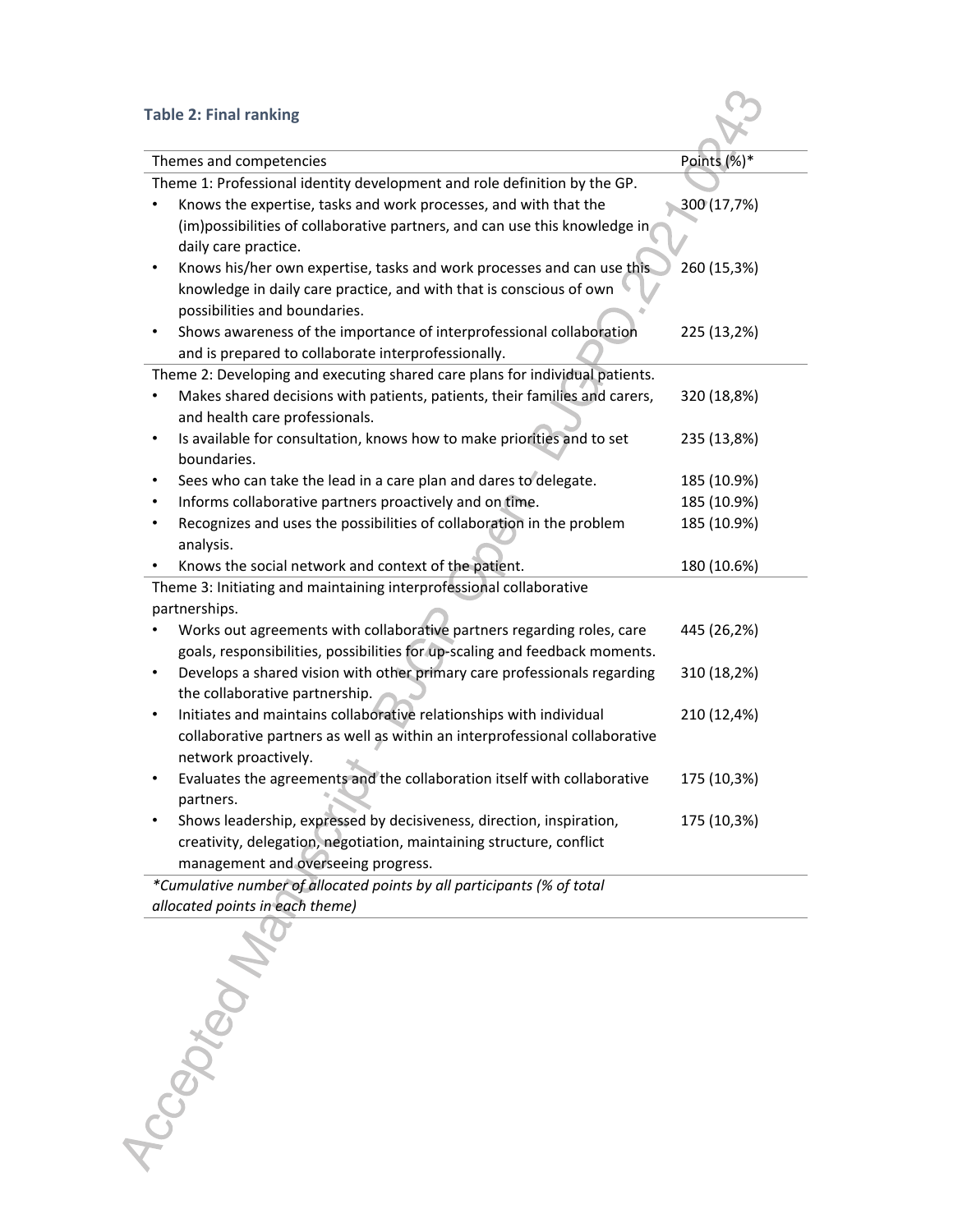**Table 2: Final ranking**

| Themes and competencies | Points (%)* |
|---|---|
| Theme 1: Professional identity development and role definition by the GP. | |
| • Knows the expertise, tasks and work processes, and with that the (im)possibilities of collaborative partners, and can use this knowledge in daily care practice. | 300 (17,7%) |
| • Knows his/her own expertise, tasks and work processes and can use this knowledge in daily care practice, and with that is conscious of own possibilities and boundaries. | 260 (15,3%) |
| • Shows awareness of the importance of interprofessional collaboration and is prepared to collaborate interprofessionally. | 225 (13,2%) |
| Theme 2: Developing and executing shared care plans for individual patients. | |
| • Makes shared decisions with patients, patients, their families and carers, and health care professionals. | 320 (18,8%) |
| • Is available for consultation, knows how to make priorities and to set boundaries. | 235 (13,8%) |
| • Sees who can take the lead in a care plan and dares to delegate. | 185 (10.9%) |
| • Informs collaborative partners proactively and on time. | 185 (10.9%) |
| • Recognizes and uses the possibilities of collaboration in the problem analysis. | 185 (10.9%) |
| • Knows the social network and context of the patient. | 180 (10.6%) |
| Theme 3: Initiating and maintaining interprofessional collaborative partnerships. | |
| • Works out agreements with collaborative partners regarding roles, care goals, responsibilities, possibilities for up-scaling and feedback moments. | 445 (26,2%) |
| • Develops a shared vision with other primary care professionals regarding the collaborative partnership. | 310 (18,2%) |
| • Initiates and maintains collaborative relationships with individual collaborative partners as well as within an interprofessional collaborative network proactively. | 210 (12,4%) |
| • Evaluates the agreements and the collaboration itself with collaborative partners. | 175 (10,3%) |
| • Shows leadership, expressed by decisiveness, direction, inspiration, creativity, delegation, negotiation, maintaining structure, conflict management and overseeing progress. | 175 (10,3%) |

*\*Cumulative number of allocated points by all participants (% of total allocated points in each theme)*